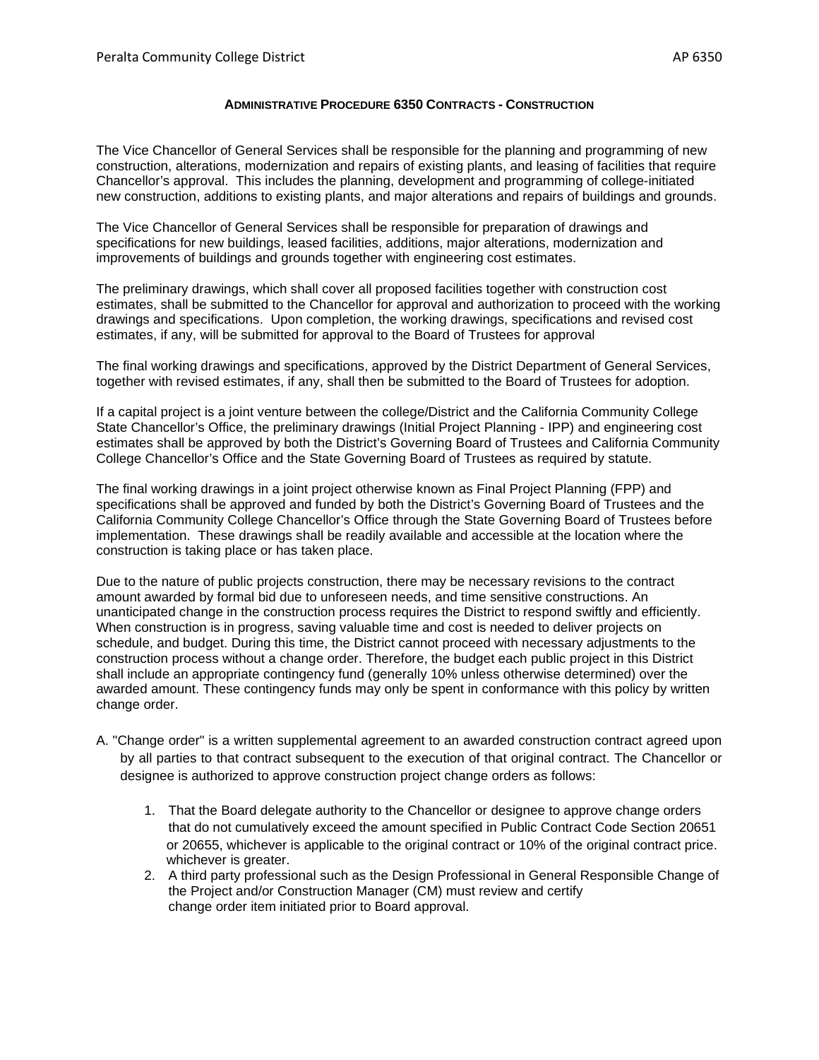# ADMINISTRATIVE PROCEDURE 6350 CONTRACTS - CONSTRUCTION

The Vice Chancellor of General Services shall be responsible for the planning and programming of new construction, alterations, modernization and repairs of existing plants, and leasing of facilities that require Chancellor's approval. This includes the planning, development and programming of college-initiated new construction, additions to existing plants, and major alterations and repairs of buildings and grounds.

The Vice Chancellor of General Services shall be responsible for preparation of drawings and specifications for new buildings, leased facilities, additions, major alterations, modernization and improvements of buildings and grounds together with engineering cost estimates.

The preliminary drawings, which shall cover all proposed facilities together with construction cost estimates, shall be submitted to the Chancellor for approval and authorization to proceed with the working drawings and specifications. Upon completion, the working drawings, specifications and revised cost estimates, if any, will be submitted for approval to the Board of Trustees for approval

The final working drawings and specifications, approved by the District Department of General Services, together with revised estimates, if any, shall then be submitted to the Board of Trustees for adoption.

If a capital project is a joint venture between the college/District and the California Community College State Chancellor's Office, the preliminary drawings (Initial Project Planning - IPP) and engineering cost estimates shall be approved by both the District's Governing Board of Trustees and California Community College Chancellor's Office and the State Governing Board of Trustees as required by statute.

The final working drawings in a joint project otherwise known as Final Project Planning (FPP) and specifications shall be approved and funded by both the District's Governing Board of Trustees and the California Community College Chancellor's Office through the State Governing Board of Trustees before implementation. These drawings shall be readily available and accessible at the location where the construction is taking place or has taken place.

Due to the nature of public projects construction, there may be necessary revisions to the contract amount awarded by formal bid due to unforeseen needs, and time sensitive constructions. An unanticipated change in the construction process requires the District to respond swiftly and efficiently. When construction is in progress, saving valuable time and cost is needed to deliver projects on schedule, and budget. During this time, the District cannot proceed with necessary adjustments to the construction process without a change order. Therefore, the budget each public project in this District shall include an appropriate contingency fund (generally 10% unless otherwise determined) over the awarded amount. These contingency funds may only be spent in conformance with this policy by written change order.

A. "Change order" is a written supplemental agreement to an awarded construction contract agreed upon by all parties to that contract subsequent to the execution of that original contract. The Chancellor or designee is authorized to approve construction project change orders as follows:

   1. That the Board delegate authority to the Chancellor or designee to approve change orders that do not cumulatively exceed the amount specified in Public Contract Code Section 20651 or 20655, whichever is applicable to the original contract or 10% of the original contract price. whichever is greater.
   2. A third party professional such as the Design Professional in General Responsible Change of the Project and/or Construction Manager (CM) must review and certify change order item initiated prior to Board approval.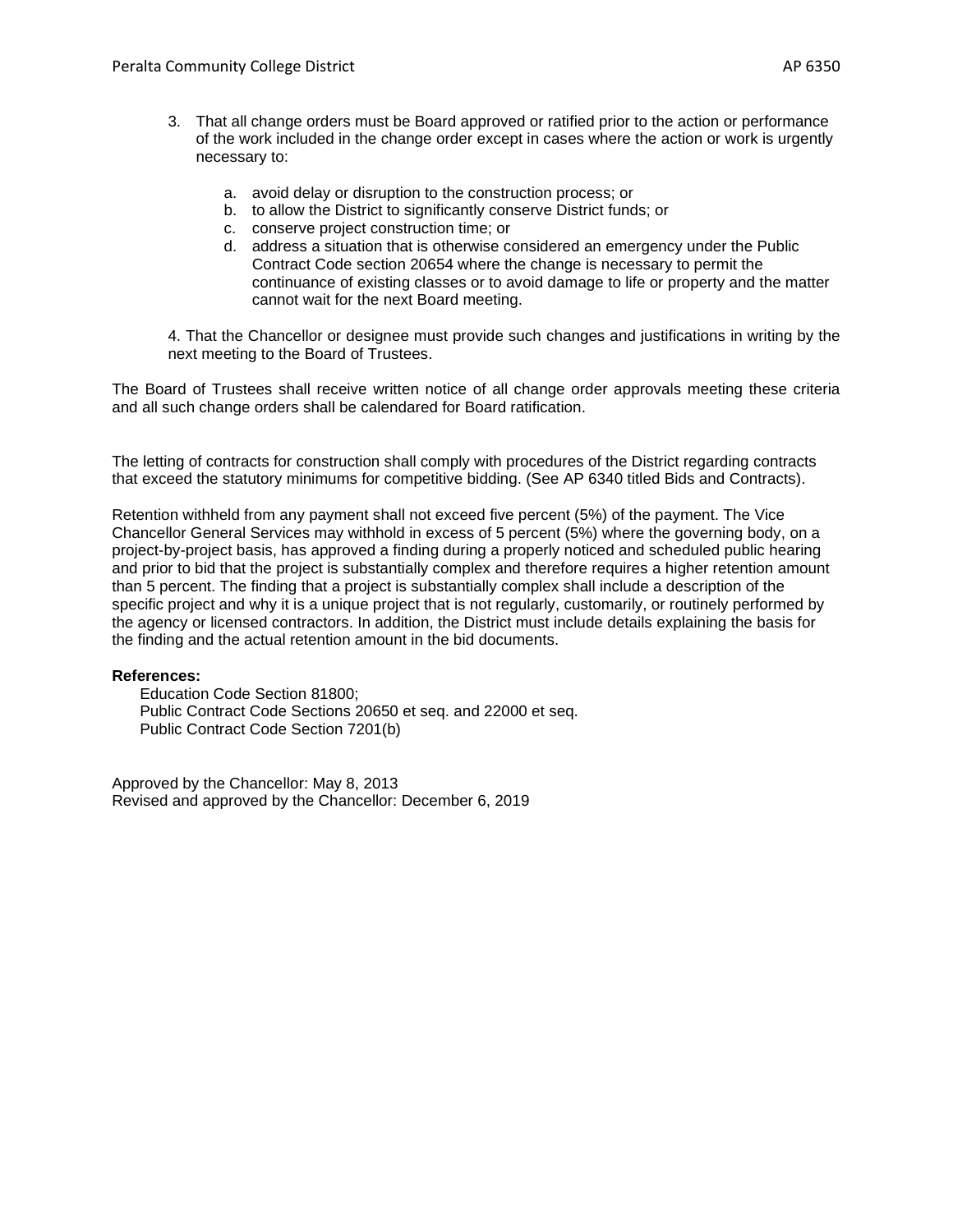3. That all change orders must be Board approved or ratified prior to the action or performance of the work included in the change order except in cases where the action or work is urgently necessary to:

   a. avoid delay or disruption to the construction process; or
   b. to allow the District to significantly conserve District funds; or
   c. conserve project construction time; or
   d. address a situation that is otherwise considered an emergency under the Public Contract Code section 20654 where the change is necessary to permit the continuance of existing classes or to avoid damage to life or property and the matter cannot wait for the next Board meeting.

4. That the Chancellor or designee must provide such changes and justifications in writing by the next meeting to the Board of Trustees.

The Board of Trustees shall receive written notice of all change order approvals meeting these criteria and all such change orders shall be calendared for Board ratification.

The letting of contracts for construction shall comply with procedures of the District regarding contracts that exceed the statutory minimums for competitive bidding. (See AP 6340 titled Bids and Contracts).

Retention withheld from any payment shall not exceed five percent (5%) of the payment. The Vice Chancellor General Services may withhold in excess of 5 percent (5%) where the governing body, on a project-by-project basis, has approved a finding during a properly noticed and scheduled public hearing and prior to bid that the project is substantially complex and therefore requires a higher retention amount than 5 percent. The finding that a project is substantially complex shall include a description of the specific project and why it is a unique project that is not regularly, customarily, or routinely performed by the agency or licensed contractors. In addition, the District must include details explaining the basis for the finding and the actual retention amount in the bid documents.

**References:**

Education Code Section 81800;
Public Contract Code Sections 20650 et seq. and 22000 et seq.
Public Contract Code Section 7201(b)

Approved by the Chancellor: May 8, 2013
Revised and approved by the Chancellor: December 6, 2019